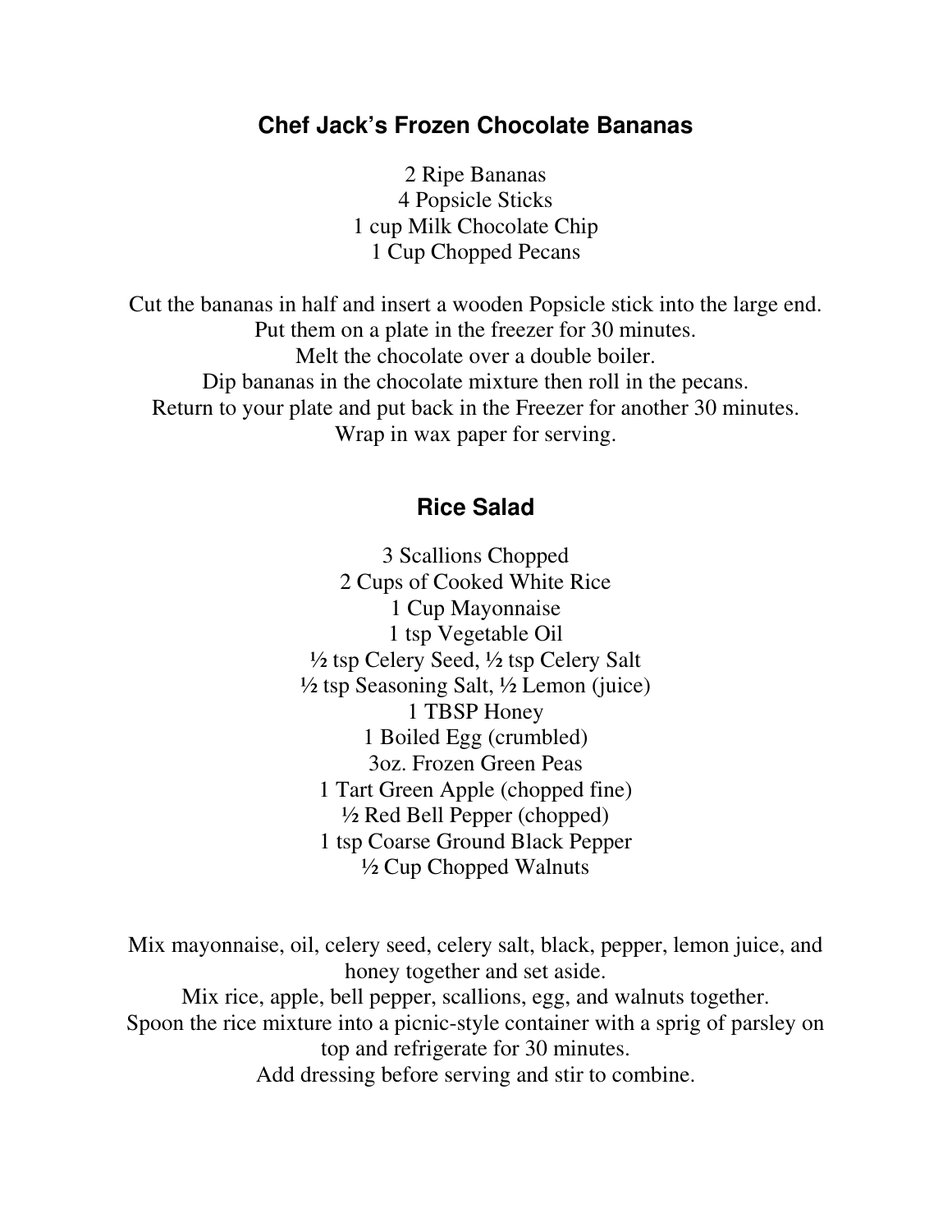## Chef Jack's Frozen Chocolate Bananas

2 Ripe Bananas
4 Popsicle Sticks
1 cup Milk Chocolate Chip
1 Cup Chopped Pecans

Cut the bananas in half and insert a wooden Popsicle stick into the large end.
Put them on a plate in the freezer for 30 minutes.
Melt the chocolate over a double boiler.
Dip bananas in the chocolate mixture then roll in the pecans.
Return to your plate and put back in the Freezer for another 30 minutes.
Wrap in wax paper for serving.

## Rice Salad

3 Scallions Chopped
2 Cups of Cooked White Rice
1 Cup Mayonnaise
1 tsp Vegetable Oil
½ tsp Celery Seed, ½ tsp Celery Salt
½ tsp Seasoning Salt, ½ Lemon (juice)
1 TBSP Honey
1 Boiled Egg (crumbled)
3oz. Frozen Green Peas
1 Tart Green Apple (chopped fine)
½ Red Bell Pepper (chopped)
1 tsp Coarse Ground Black Pepper
½ Cup Chopped Walnuts

Mix mayonnaise, oil, celery seed, celery salt, black, pepper, lemon juice, and honey together and set aside.
Mix rice, apple, bell pepper, scallions, egg, and walnuts together.
Spoon the rice mixture into a picnic-style container with a sprig of parsley on top and refrigerate for 30 minutes.
Add dressing before serving and stir to combine.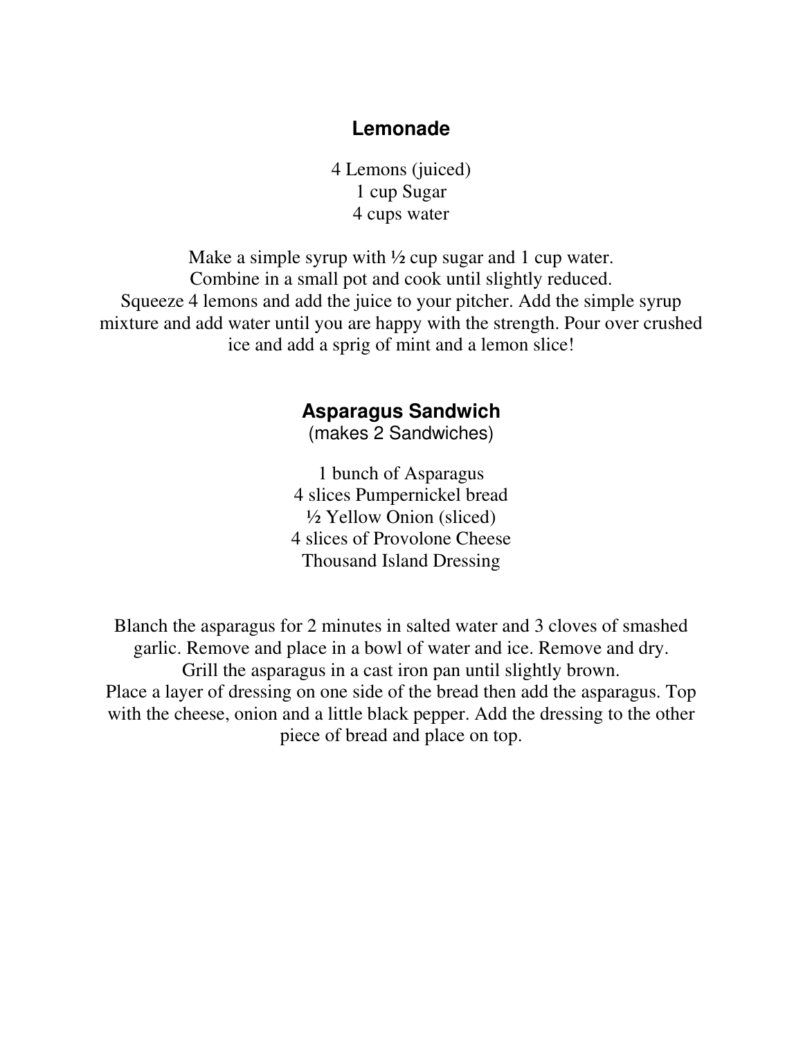## Lemonade

4 Lemons (juiced)
1 cup Sugar
4 cups water

Make a simple syrup with ½ cup sugar and 1 cup water.
Combine in a small pot and cook until slightly reduced.
Squeeze 4 lemons and add the juice to your pitcher. Add the simple syrup mixture and add water until you are happy with the strength. Pour over crushed ice and add a sprig of mint and a lemon slice!

## Asparagus Sandwich

(makes 2 Sandwiches)

1 bunch of Asparagus
4 slices Pumpernickel bread
½ Yellow Onion (sliced)
4 slices of Provolone Cheese
Thousand Island Dressing

Blanch the asparagus for 2 minutes in salted water and 3 cloves of smashed garlic. Remove and place in a bowl of water and ice. Remove and dry.
Grill the asparagus in a cast iron pan until slightly brown.
Place a layer of dressing on one side of the bread then add the asparagus. Top with the cheese, onion and a little black pepper. Add the dressing to the other piece of bread and place on top.